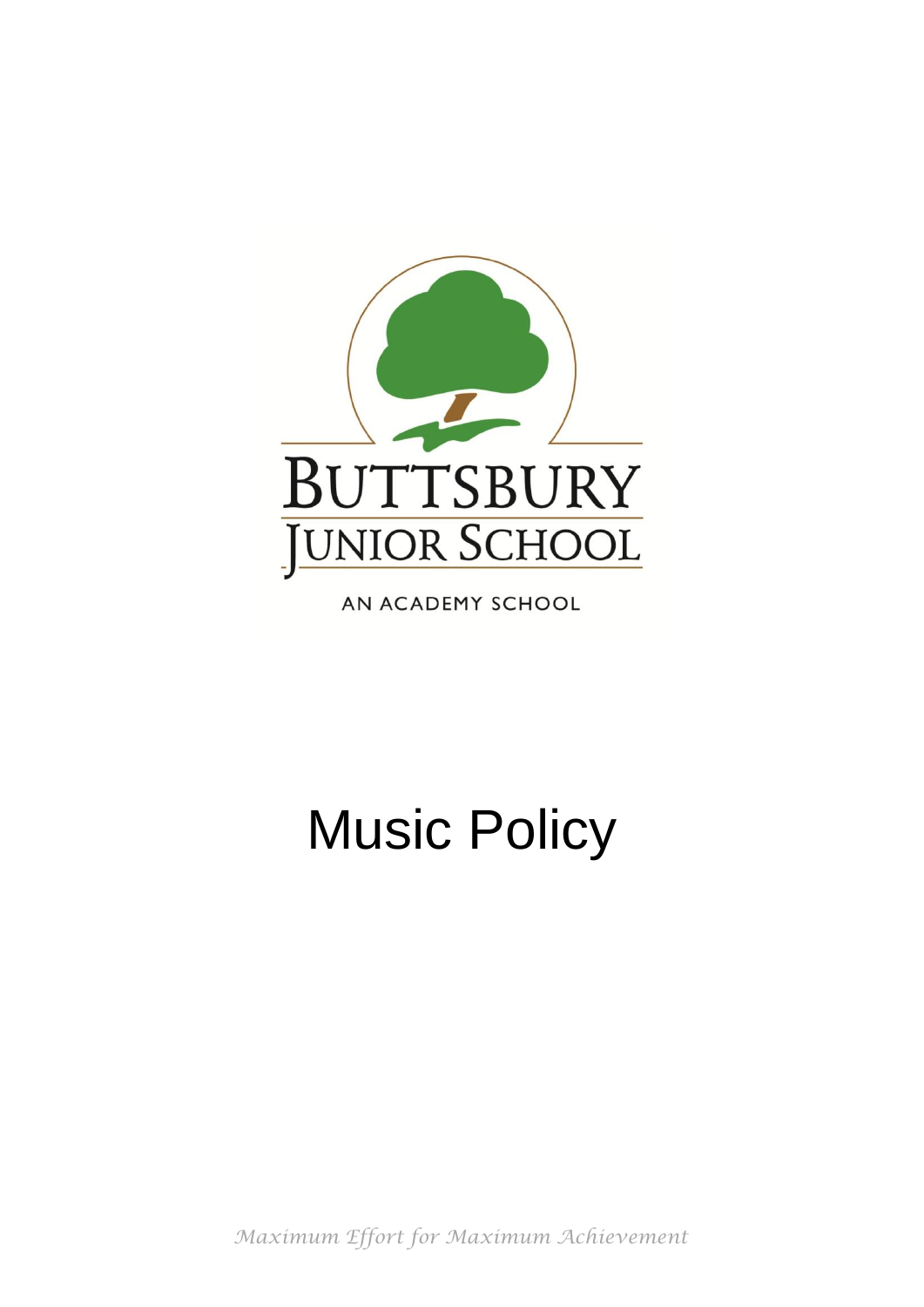BUTTSBURY JUNIOR SCHOOL

AN ACADEMY SCHOOL

# Music Policy

*Maximum Effort for Maximum Achievement*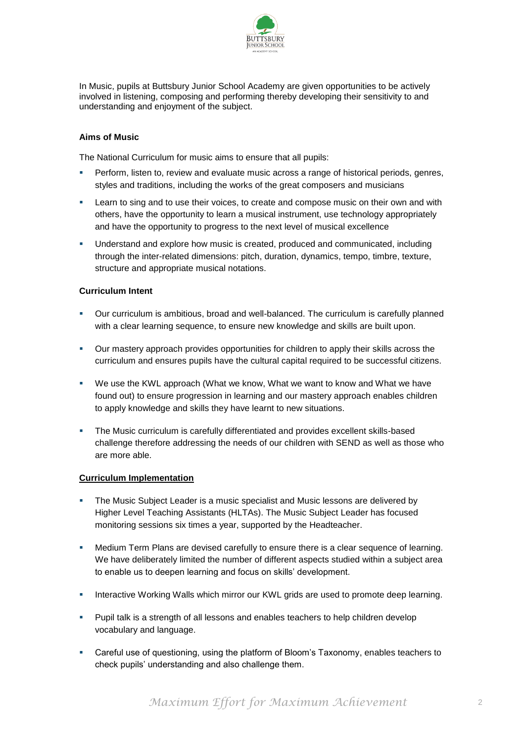In Music, pupils at Buttsbury Junior School Academy are given opportunities to be actively involved in listening, composing and performing thereby developing their sensitivity to and understanding and enjoyment of the subject.

**Aims of Music**

The National Curriculum for music aims to ensure that all pupils:

- Perform, listen to, review and evaluate music across a range of historical periods, genres, styles and traditions, including the works of the great composers and musicians
- Learn to sing and to use their voices, to create and compose music on their own and with others, have the opportunity to learn a musical instrument, use technology appropriately and have the opportunity to progress to the next level of musical excellence
- Understand and explore how music is created, produced and communicated, including through the inter-related dimensions: pitch, duration, dynamics, tempo, timbre, texture, structure and appropriate musical notations.

**Curriculum Intent**

- Our curriculum is ambitious, broad and well-balanced. The curriculum is carefully planned with a clear learning sequence, to ensure new knowledge and skills are built upon.
- Our mastery approach provides opportunities for children to apply their skills across the curriculum and ensures pupils have the cultural capital required to be successful citizens.
- We use the KWL approach (What we know, What we want to know and What we have found out) to ensure progression in learning and our mastery approach enables children to apply knowledge and skills they have learnt to new situations.
- The Music curriculum is carefully differentiated and provides excellent skills-based challenge therefore addressing the needs of our children with SEND as well as those who are more able.

**Curriculum Implementation**

- The Music Subject Leader is a music specialist and Music lessons are delivered by Higher Level Teaching Assistants (HLTAs). The Music Subject Leader has focused monitoring sessions six times a year, supported by the Headteacher.
- Medium Term Plans are devised carefully to ensure there is a clear sequence of learning. We have deliberately limited the number of different aspects studied within a subject area to enable us to deepen learning and focus on skills' development.
- Interactive Working Walls which mirror our KWL grids are used to promote deep learning.
- Pupil talk is a strength of all lessons and enables teachers to help children develop vocabulary and language.
- Careful use of questioning, using the platform of Bloom's Taxonomy, enables teachers to check pupils' understanding and also challenge them.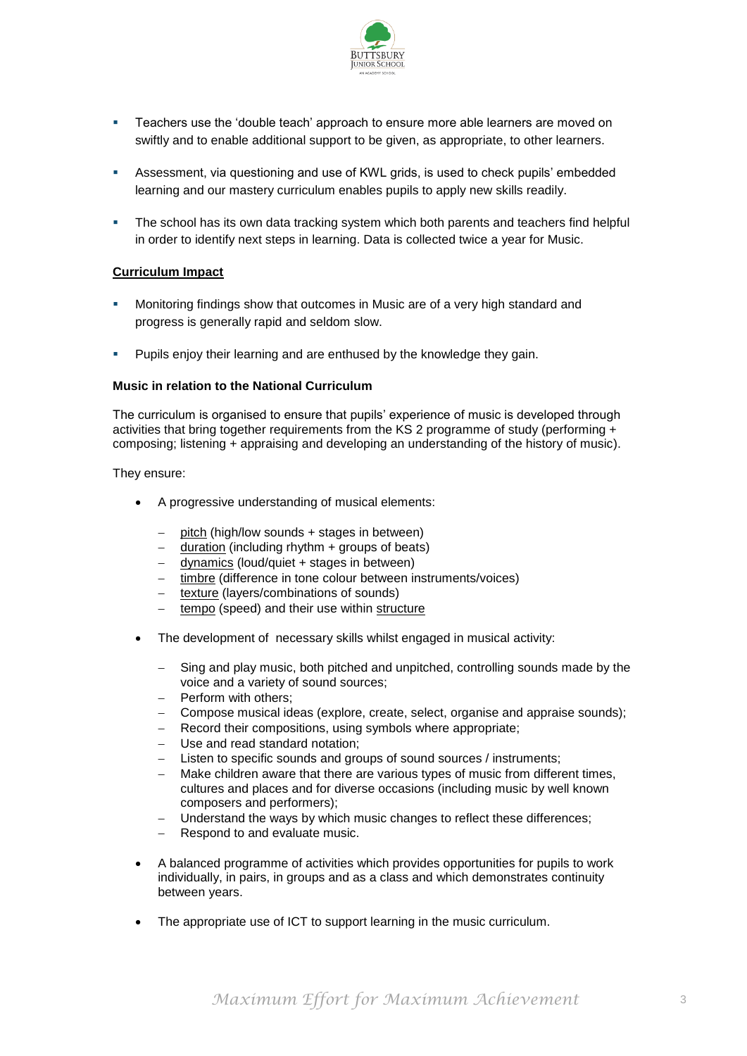- Teachers use the 'double teach' approach to ensure more able learners are moved on swiftly and to enable additional support to be given, as appropriate, to other learners.
- Assessment, via questioning and use of KWL grids, is used to check pupils' embedded learning and our mastery curriculum enables pupils to apply new skills readily.
- The school has its own data tracking system which both parents and teachers find helpful in order to identify next steps in learning. Data is collected twice a year for Music.

**Curriculum Impact**

- Monitoring findings show that outcomes in Music are of a very high standard and progress is generally rapid and seldom slow.
- Pupils enjoy their learning and are enthused by the knowledge they gain.

**Music in relation to the National Curriculum**

The curriculum is organised to ensure that pupils' experience of music is developed through activities that bring together requirements from the KS 2 programme of study (performing + composing; listening + appraising and developing an understanding of the history of music).

They ensure:

- A progressive understanding of musical elements:
  - pitch (high/low sounds + stages in between)
  - duration (including rhythm + groups of beats)
  - dynamics (loud/quiet + stages in between)
  - timbre (difference in tone colour between instruments/voices)
  - texture (layers/combinations of sounds)
  - tempo (speed) and their use within structure
- The development of necessary skills whilst engaged in musical activity:
  - Sing and play music, both pitched and unpitched, controlling sounds made by the voice and a variety of sound sources;
  - Perform with others;
  - Compose musical ideas (explore, create, select, organise and appraise sounds);
  - Record their compositions, using symbols where appropriate;
  - Use and read standard notation;
  - Listen to specific sounds and groups of sound sources / instruments;
  - Make children aware that there are various types of music from different times, cultures and places and for diverse occasions (including music by well known composers and performers);
  - Understand the ways by which music changes to reflect these differences;
  - Respond to and evaluate music.
- A balanced programme of activities which provides opportunities for pupils to work individually, in pairs, in groups and as a class and which demonstrates continuity between years.
- The appropriate use of ICT to support learning in the music curriculum.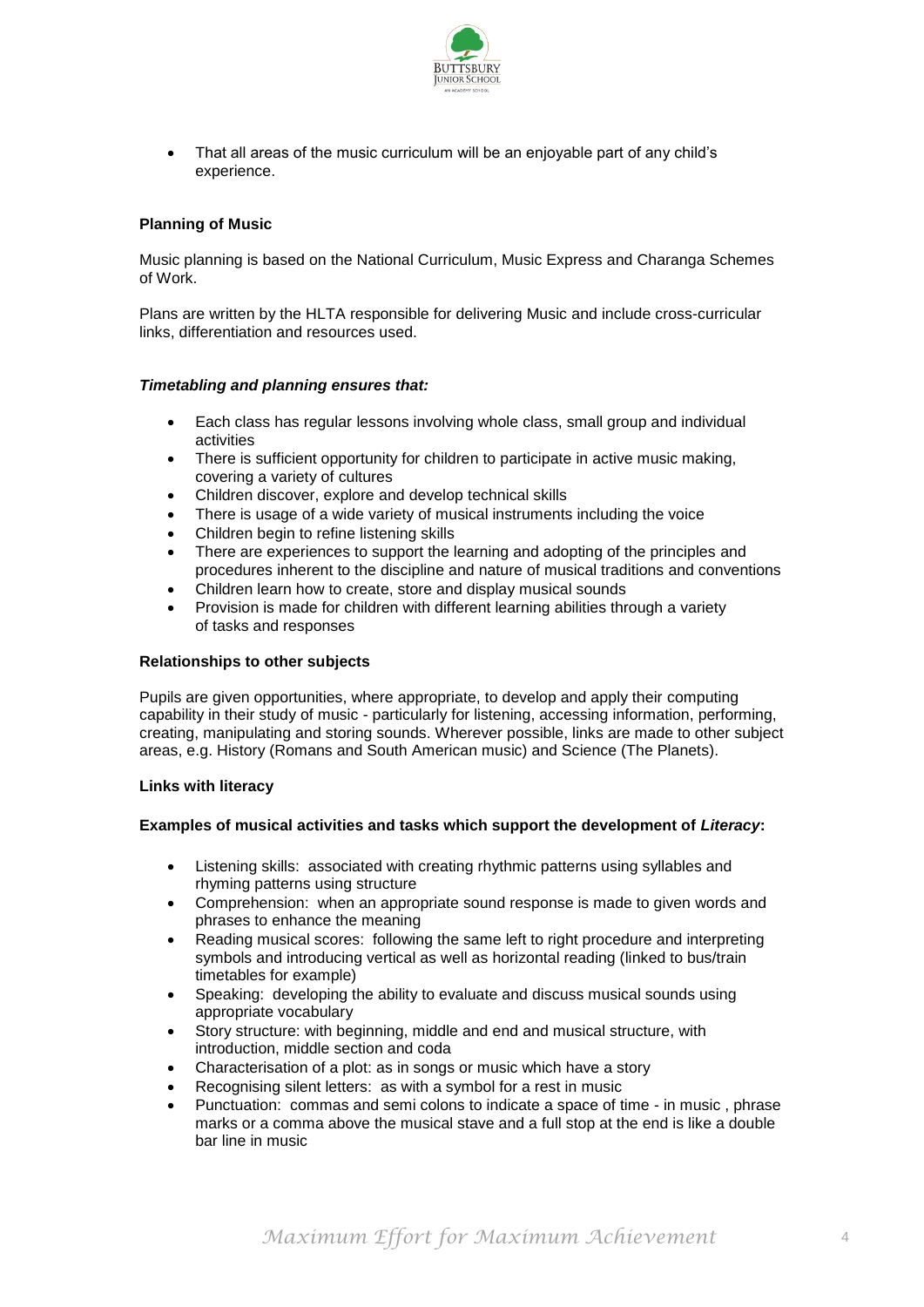- That all areas of the music curriculum will be an enjoyable part of any child's experience.

**Planning of Music**

Music planning is based on the National Curriculum, Music Express and Charanga Schemes of Work.

Plans are written by the HLTA responsible for delivering Music and include cross-curricular links, differentiation and resources used.

***Timetabling and planning ensures that:***

- Each class has regular lessons involving whole class, small group and individual activities
- There is sufficient opportunity for children to participate in active music making, covering a variety of cultures
- Children discover, explore and develop technical skills
- There is usage of a wide variety of musical instruments including the voice
- Children begin to refine listening skills
- There are experiences to support the learning and adopting of the principles and procedures inherent to the discipline and nature of musical traditions and conventions
- Children learn how to create, store and display musical sounds
- Provision is made for children with different learning abilities through a variety of tasks and responses

**Relationships to other subjects**

Pupils are given opportunities, where appropriate, to develop and apply their computing capability in their study of music - particularly for listening, accessing information, performing, creating, manipulating and storing sounds. Wherever possible, links are made to other subject areas, e.g. History (Romans and South American music) and Science (The Planets).

**Links with literacy**

**Examples of musical activities and tasks which support the development of *Literacy*:**

- Listening skills: associated with creating rhythmic patterns using syllables and rhyming patterns using structure
- Comprehension: when an appropriate sound response is made to given words and phrases to enhance the meaning
- Reading musical scores: following the same left to right procedure and interpreting symbols and introducing vertical as well as horizontal reading (linked to bus/train timetables for example)
- Speaking: developing the ability to evaluate and discuss musical sounds using appropriate vocabulary
- Story structure: with beginning, middle and end and musical structure, with introduction, middle section and coda
- Characterisation of a plot: as in songs or music which have a story
- Recognising silent letters: as with a symbol for a rest in music
- Punctuation: commas and semi colons to indicate a space of time - in music , phrase marks or a comma above the musical stave and a full stop at the end is like a double bar line in music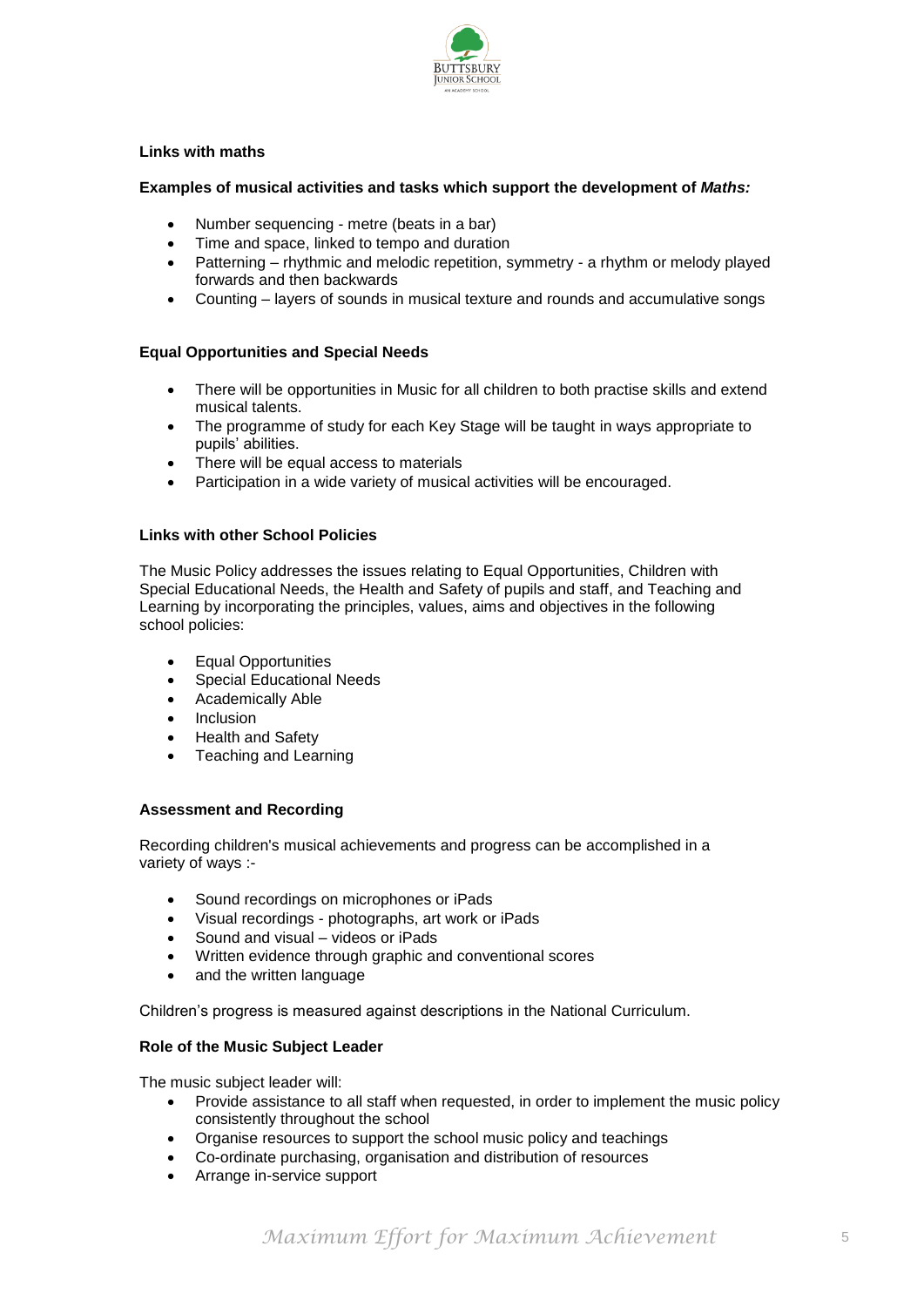**Links with maths**

**Examples of musical activities and tasks which support the development of *Maths:***

- Number sequencing - metre (beats in a bar)
- Time and space, linked to tempo and duration
- Patterning – rhythmic and melodic repetition, symmetry - a rhythm or melody played forwards and then backwards
- Counting – layers of sounds in musical texture and rounds and accumulative songs

**Equal Opportunities and Special Needs**

- There will be opportunities in Music for all children to both practise skills and extend musical talents.
- The programme of study for each Key Stage will be taught in ways appropriate to pupils' abilities.
- There will be equal access to materials
- Participation in a wide variety of musical activities will be encouraged.

**Links with other School Policies**

The Music Policy addresses the issues relating to Equal Opportunities, Children with Special Educational Needs, the Health and Safety of pupils and staff, and Teaching and Learning by incorporating the principles, values, aims and objectives in the following school policies:

- Equal Opportunities
- Special Educational Needs
- Academically Able
- Inclusion
- Health and Safety
- Teaching and Learning

**Assessment and Recording**

Recording children's musical achievements and progress can be accomplished in a variety of ways :-

- Sound recordings on microphones or iPads
- Visual recordings - photographs, art work or iPads
- Sound and visual – videos or iPads
- Written evidence through graphic and conventional scores
- and the written language

Children's progress is measured against descriptions in the National Curriculum.

**Role of the Music Subject Leader**

The music subject leader will:

- Provide assistance to all staff when requested, in order to implement the music policy consistently throughout the school
- Organise resources to support the school music policy and teachings
- Co-ordinate purchasing, organisation and distribution of resources
- Arrange in-service support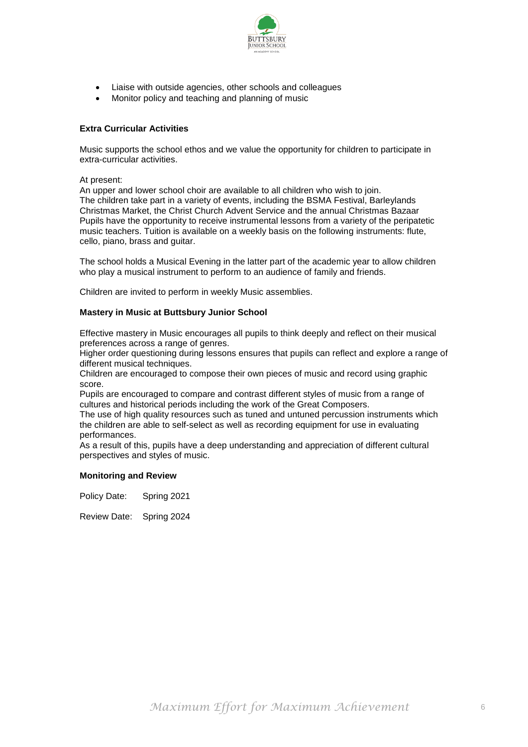- Liaise with outside agencies, other schools and colleagues
- Monitor policy and teaching and planning of music

**Extra Curricular Activities**

Music supports the school ethos and we value the opportunity for children to participate in extra-curricular activities.

At present:
An upper and lower school choir are available to all children who wish to join.
The children take part in a variety of events, including the BSMA Festival, Barleylands Christmas Market, the Christ Church Advent Service and the annual Christmas Bazaar
Pupils have the opportunity to receive instrumental lessons from a variety of the peripatetic music teachers. Tuition is available on a weekly basis on the following instruments: flute, cello, piano, brass and guitar.

The school holds a Musical Evening in the latter part of the academic year to allow children who play a musical instrument to perform to an audience of family and friends.

Children are invited to perform in weekly Music assemblies.

**Mastery in Music at Buttsbury Junior School**

Effective mastery in Music encourages all pupils to think deeply and reflect on their musical preferences across a range of genres.
Higher order questioning during lessons ensures that pupils can reflect and explore a range of different musical techniques.
Children are encouraged to compose their own pieces of music and record using graphic score.
Pupils are encouraged to compare and contrast different styles of music from a range of cultures and historical periods including the work of the Great Composers.
The use of high quality resources such as tuned and untuned percussion instruments which the children are able to self-select as well as recording equipment for use in evaluating performances.
As a result of this, pupils have a deep understanding and appreciation of different cultural perspectives and styles of music.

**Monitoring and Review**

Policy Date: Spring 2021

Review Date: Spring 2024